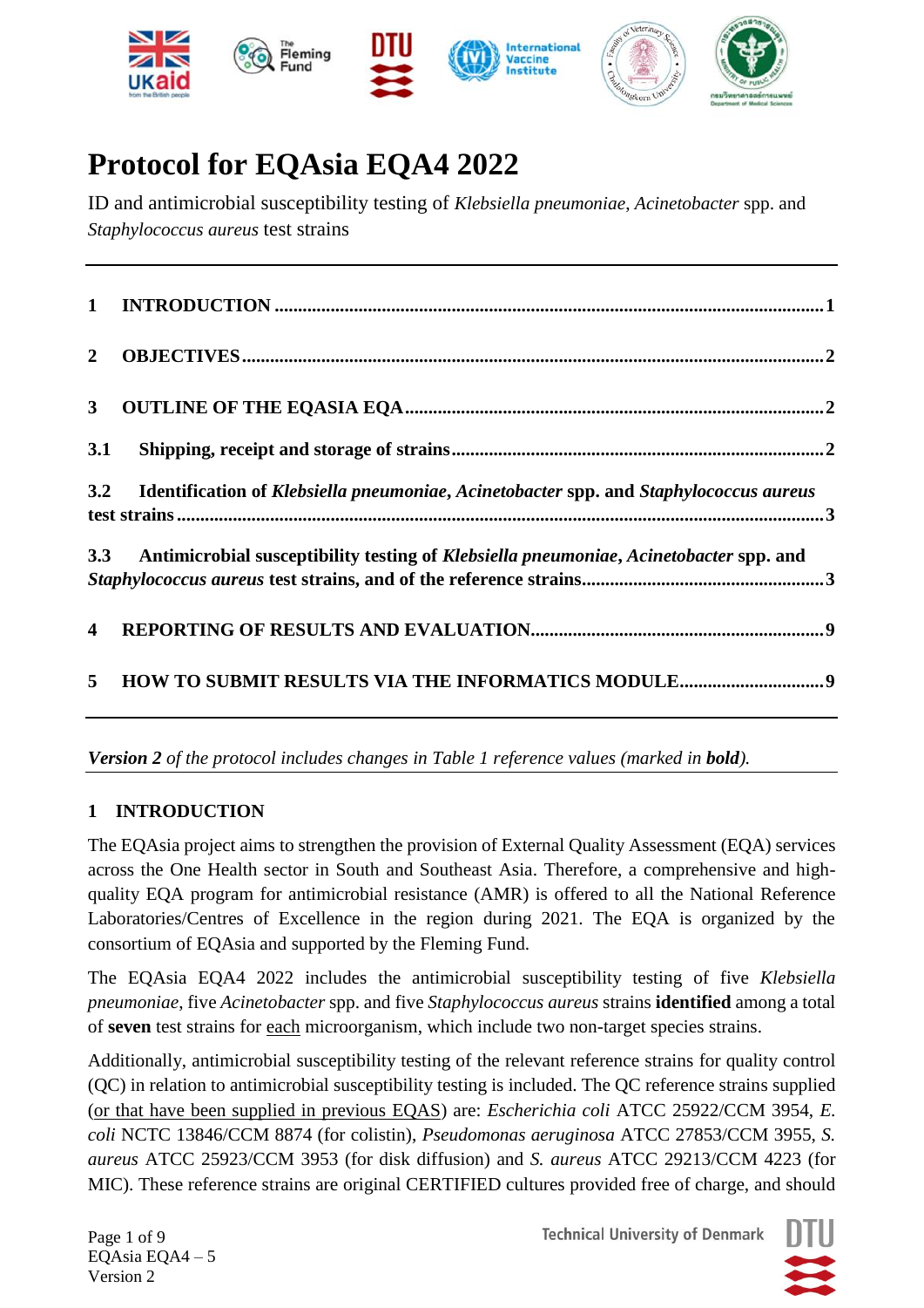# Protocol for EQAsia EQA4 2022

ID and antimicrobial susceptibility testing of *Klebsiella pneumoniae, Acinetobacter* spp. and *Staphylococcus aureus* test strains

---

**1 INTRODUCTION** .......... 1

**2 OBJECTIVES** .......... 2

**3 OUTLINE OF THE EQASIA EQA** .......... 2

**3.1 Shipping, receipt and storage of strains** .......... 2

**3.2 Identification of *Klebsiella pneumoniae*, *Acinetobacter* spp. and *Staphylococcus aureus* test strains** .......... 3

**3.3 Antimicrobial susceptibility testing of *Klebsiella pneumoniae*, *Acinetobacter* spp. and *Staphylococcus aureus* test strains, and of the reference strains** .......... 3

**4 REPORTING OF RESULTS AND EVALUATION** .......... 9

**5 HOW TO SUBMIT RESULTS VIA THE INFORMATICS MODULE** .......... 9

---

***Version 2*** *of the protocol includes changes in Table 1 reference values (marked in* ***bold****).*

## 1 INTRODUCTION

The EQAsia project aims to strengthen the provision of External Quality Assessment (EQA) services across the One Health sector in South and Southeast Asia. Therefore, a comprehensive and high-quality EQA program for antimicrobial resistance (AMR) is offered to all the National Reference Laboratories/Centres of Excellence in the region during 2021. The EQA is organized by the consortium of EQAsia and supported by the Fleming Fund.

The EQAsia EQA4 2022 includes the antimicrobial susceptibility testing of five *Klebsiella pneumoniae*, five *Acinetobacter* spp. and five *Staphylococcus aureus* strains **identified** among a total of **seven** test strains for each microorganism, which include two non-target species strains.

Additionally, antimicrobial susceptibility testing of the relevant reference strains for quality control (QC) in relation to antimicrobial susceptibility testing is included. The QC reference strains supplied (or that have been supplied in previous EQAS) are: *Escherichia coli* ATCC 25922/CCM 3954, *E. coli* NCTC 13846/CCM 8874 (for colistin), *Pseudomonas aeruginosa* ATCC 27853/CCM 3955, *S. aureus* ATCC 25923/CCM 3953 (for disk diffusion) and *S. aureus* ATCC 29213/CCM 4223 (for MIC). These reference strains are original CERTIFIED cultures provided free of charge, and should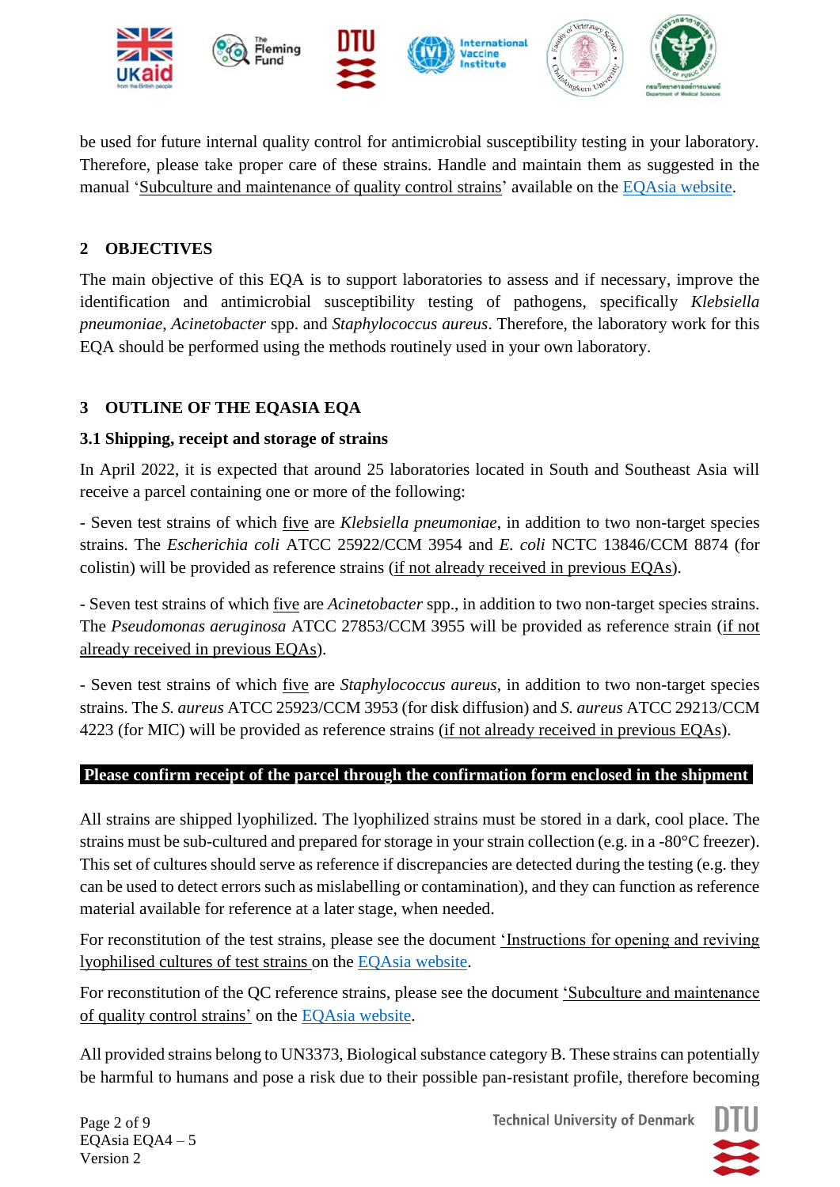be used for future internal quality control for antimicrobial susceptibility testing in your laboratory. Therefore, please take proper care of these strains. Handle and maintain them as suggested in the manual 'Subculture and maintenance of quality control strains' available on the EQAsia website.

## 2 OBJECTIVES

The main objective of this EQA is to support laboratories to assess and if necessary, improve the identification and antimicrobial susceptibility testing of pathogens, specifically *Klebsiella pneumoniae*, *Acinetobacter* spp. and *Staphylococcus aureus*. Therefore, the laboratory work for this EQA should be performed using the methods routinely used in your own laboratory.

## 3 OUTLINE OF THE EQASIA EQA

### 3.1 Shipping, receipt and storage of strains

In April 2022, it is expected that around 25 laboratories located in South and Southeast Asia will receive a parcel containing one or more of the following:

- Seven test strains of which five are *Klebsiella pneumoniae*, in addition to two non-target species strains. The *Escherichia coli* ATCC 25922/CCM 3954 and *E. coli* NCTC 13846/CCM 8874 (for colistin) will be provided as reference strains (if not already received in previous EQAs).

- Seven test strains of which five are *Acinetobacter* spp., in addition to two non-target species strains. The *Pseudomonas aeruginosa* ATCC 27853/CCM 3955 will be provided as reference strain (if not already received in previous EQAs).

- Seven test strains of which five are *Staphylococcus aureus*, in addition to two non-target species strains. The *S. aureus* ATCC 25923/CCM 3953 (for disk diffusion) and *S. aureus* ATCC 29213/CCM 4223 (for MIC) will be provided as reference strains (if not already received in previous EQAs).

**Please confirm receipt of the parcel through the confirmation form enclosed in the shipment**

All strains are shipped lyophilized. The lyophilized strains must be stored in a dark, cool place. The strains must be sub-cultured and prepared for storage in your strain collection (e.g. in a -80°C freezer). This set of cultures should serve as reference if discrepancies are detected during the testing (e.g. they can be used to detect errors such as mislabelling or contamination), and they can function as reference material available for reference at a later stage, when needed.

For reconstitution of the test strains, please see the document 'Instructions for opening and reviving lyophilised cultures of test strains' on the EQAsia website.

For reconstitution of the QC reference strains, please see the document 'Subculture and maintenance of quality control strains' on the EQAsia website.

All provided strains belong to UN3373, Biological substance category B. These strains can potentially be harmful to humans and pose a risk due to their possible pan-resistant profile, therefore becoming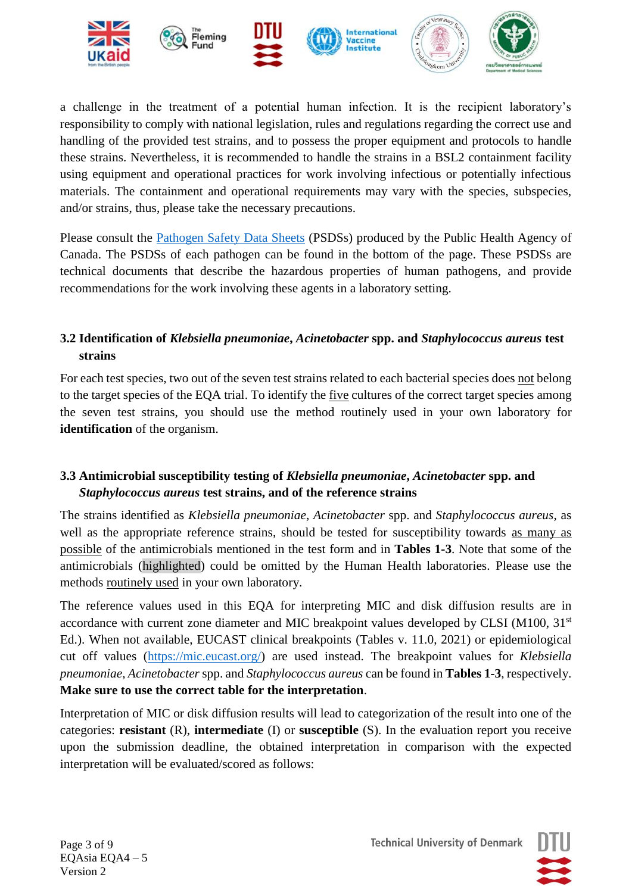a challenge in the treatment of a potential human infection. It is the recipient laboratory's responsibility to comply with national legislation, rules and regulations regarding the correct use and handling of the provided test strains, and to possess the proper equipment and protocols to handle these strains. Nevertheless, it is recommended to handle the strains in a BSL2 containment facility using equipment and operational practices for work involving infectious or potentially infectious materials. The containment and operational requirements may vary with the species, subspecies, and/or strains, thus, please take the necessary precautions.

Please consult the Pathogen Safety Data Sheets (PSDSs) produced by the Public Health Agency of Canada. The PSDSs of each pathogen can be found in the bottom of the page. These PSDSs are technical documents that describe the hazardous properties of human pathogens, and provide recommendations for the work involving these agents in a laboratory setting.

### 3.2 Identification of *Klebsiella pneumoniae*, *Acinetobacter* spp. and *Staphylococcus aureus* test strains

For each test species, two out of the seven test strains related to each bacterial species does not belong to the target species of the EQA trial. To identify the five cultures of the correct target species among the seven test strains, you should use the method routinely used in your own laboratory for **identification** of the organism.

### 3.3 Antimicrobial susceptibility testing of *Klebsiella pneumoniae*, *Acinetobacter* spp. and *Staphylococcus aureus* test strains, and of the reference strains

The strains identified as *Klebsiella pneumoniae*, *Acinetobacter* spp. and *Staphylococcus aureus*, as well as the appropriate reference strains, should be tested for susceptibility towards as many as possible of the antimicrobials mentioned in the test form and in **Tables 1-3**. Note that some of the antimicrobials (highlighted) could be omitted by the Human Health laboratories. Please use the methods routinely used in your own laboratory.

The reference values used in this EQA for interpreting MIC and disk diffusion results are in accordance with current zone diameter and MIC breakpoint values developed by CLSI (M100, 31st Ed.). When not available, EUCAST clinical breakpoints (Tables v. 11.0, 2021) or epidemiological cut off values (https://mic.eucast.org/) are used instead. The breakpoint values for *Klebsiella pneumoniae*, *Acinetobacter* spp. and *Staphylococcus aureus* can be found in **Tables 1-3**, respectively. **Make sure to use the correct table for the interpretation**.

Interpretation of MIC or disk diffusion results will lead to categorization of the result into one of the categories: **resistant** (R), **intermediate** (I) or **susceptible** (S). In the evaluation report you receive upon the submission deadline, the obtained interpretation in comparison with the expected interpretation will be evaluated/scored as follows: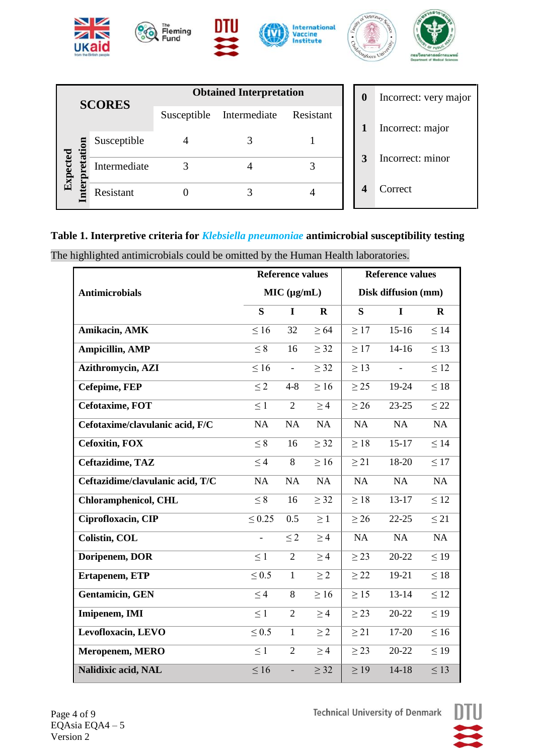| SCORES | | Obtained Interpretation | | |
|---|---|---|---|---|
| | | Susceptible | Intermediate | Resistant |
| Expected Interpretation | Susceptible | 4 | 3 | 1 |
| | Intermediate | 3 | 4 | 3 |
| | Resistant | 0 | 3 | 4 |

| | |
|---|---|
| **0** | Incorrect: very major |
| **1** | Incorrect: major |
| **3** | Incorrect: minor |
| **4** | Correct |

**Table 1. Interpretive criteria for *Klebsiella pneumoniae* antimicrobial susceptibility testing**

The highlighted antimicrobials could be omitted by the Human Health laboratories.

| Antimicrobials | Reference values MIC (μg/mL) | | | Reference values Disk diffusion (mm) | | |
|---|---|---|---|---|---|---|
| | S | I | R | S | I | R |
| **Amikacin, AMK** | ≤ 16 | 32 | ≥ 64 | ≥ 17 | 15-16 | ≤ 14 |
| **Ampicillin, AMP** | ≤ 8 | 16 | ≥ 32 | ≥ 17 | 14-16 | ≤ 13 |
| **Azithromycin, AZI** | ≤ 16 | - | ≥ 32 | ≥ 13 | - | ≤ 12 |
| **Cefepime, FEP** | ≤ 2 | 4-8 | ≥ 16 | ≥ 25 | 19-24 | ≤ 18 |
| **Cefotaxime, FOT** | ≤ 1 | 2 | ≥ 4 | ≥ 26 | 23-25 | ≤ 22 |
| **Cefotaxime/clavulanic acid, F/C** | NA | NA | NA | NA | NA | NA |
| **Cefoxitin, FOX** | ≤ 8 | 16 | ≥ 32 | ≥ 18 | 15-17 | ≤ 14 |
| **Ceftazidime, TAZ** | ≤ 4 | 8 | ≥ 16 | ≥ 21 | 18-20 | ≤ 17 |
| **Ceftazidime/clavulanic acid, T/C** | NA | NA | NA | NA | NA | NA |
| **Chloramphenicol, CHL** | ≤ 8 | 16 | ≥ 32 | ≥ 18 | 13-17 | ≤ 12 |
| **Ciprofloxacin, CIP** | ≤ 0.25 | 0.5 | ≥ 1 | ≥ 26 | 22-25 | ≤ 21 |
| **Colistin, COL** | - | ≤ 2 | ≥ 4 | NA | NA | NA |
| **Doripenem, DOR** | ≤ 1 | 2 | ≥ 4 | ≥ 23 | 20-22 | ≤ 19 |
| **Ertapenem, ETP** | ≤ 0.5 | 1 | ≥ 2 | ≥ 22 | 19-21 | ≤ 18 |
| **Gentamicin, GEN** | ≤ 4 | 8 | ≥ 16 | ≥ 15 | 13-14 | ≤ 12 |
| **Imipenem, IMI** | ≤ 1 | 2 | ≥ 4 | ≥ 23 | 20-22 | ≤ 19 |
| **Levofloxacin, LEVO** | ≤ 0.5 | 1 | ≥ 2 | ≥ 21 | 17-20 | ≤ 16 |
| **Meropenem, MERO** | ≤ 1 | 2 | ≥ 4 | ≥ 23 | 20-22 | ≤ 19 |
| **Nalidixic acid, NAL** | ≤ 16 | - | ≥ 32 | ≥ 19 | 14-18 | ≤ 13 |

EQAsia EQA4 – 5
Version 2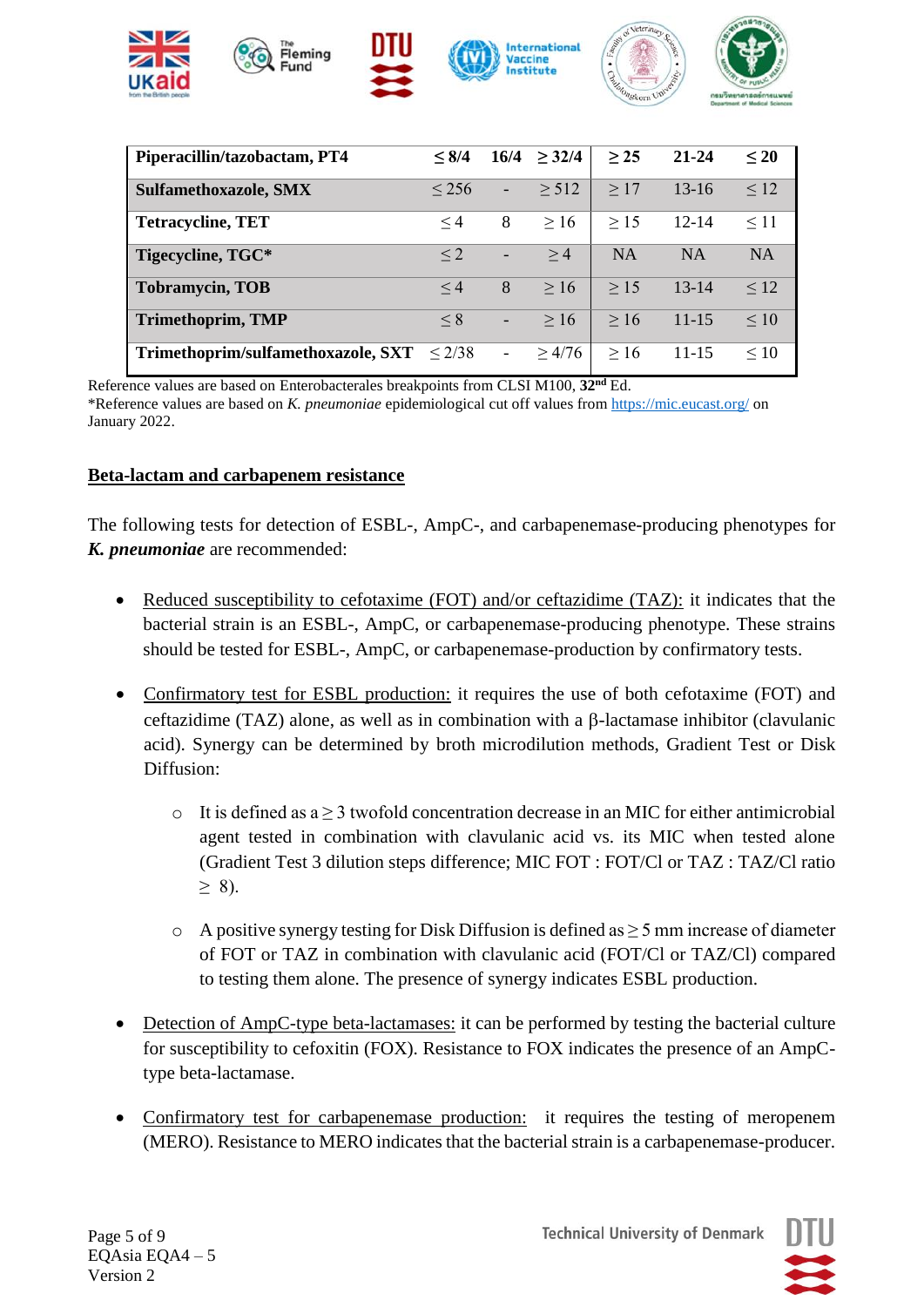| Piperacillin/tazobactam, PT4 | ≤ 8/4 | 16/4 | ≥ 32/4 | ≥ 25 | 21-24 | ≤ 20 |
|---|---|---|---|---|---|---|
| **Sulfamethoxazole, SMX** | ≤ 256 | - | ≥ 512 | ≥ 17 | 13-16 | ≤ 12 |
| **Tetracycline, TET** | ≤ 4 | 8 | ≥ 16 | ≥ 15 | 12-14 | ≤ 11 |
| **Tigecycline, TGC*** | ≤ 2 | - | ≥ 4 | NA | NA | NA |
| **Tobramycin, TOB** | ≤ 4 | 8 | ≥ 16 | ≥ 15 | 13-14 | ≤ 12 |
| **Trimethoprim, TMP** | ≤ 8 | - | ≥ 16 | ≥ 16 | 11-15 | ≤ 10 |
| **Trimethoprim/sulfamethoxazole, SXT** | ≤ 2/38 | - | ≥ 4/76 | ≥ 16 | 11-15 | ≤ 10 |

Reference values are based on Enterobacterales breakpoints from CLSI M100, **32nd** Ed.
*Reference values are based on *K. pneumoniae* epidemiological cut off values from https://mic.eucast.org/ on January 2022.

## Beta-lactam and carbapenem resistance

The following tests for detection of ESBL-, AmpC-, and carbapenemase-producing phenotypes for ***K. pneumoniae*** are recommended:

- Reduced susceptibility to cefotaxime (FOT) and/or ceftazidime (TAZ): it indicates that the bacterial strain is an ESBL-, AmpC, or carbapenemase-producing phenotype. These strains should be tested for ESBL-, AmpC, or carbapenemase-production by confirmatory tests.

- Confirmatory test for ESBL production: it requires the use of both cefotaxime (FOT) and ceftazidime (TAZ) alone, as well as in combination with a β-lactamase inhibitor (clavulanic acid). Synergy can be determined by broth microdilution methods, Gradient Test or Disk Diffusion:

    - It is defined as a ≥ 3 twofold concentration decrease in an MIC for either antimicrobial agent tested in combination with clavulanic acid vs. its MIC when tested alone (Gradient Test 3 dilution steps difference; MIC FOT : FOT/Cl or TAZ : TAZ/Cl ratio ≥ 8).

    - A positive synergy testing for Disk Diffusion is defined as ≥ 5 mm increase of diameter of FOT or TAZ in combination with clavulanic acid (FOT/Cl or TAZ/Cl) compared to testing them alone. The presence of synergy indicates ESBL production.

- Detection of AmpC-type beta-lactamases: it can be performed by testing the bacterial culture for susceptibility to cefoxitin (FOX). Resistance to FOX indicates the presence of an AmpC-type beta-lactamase.

- Confirmatory test for carbapenemase production: it requires the testing of meropenem (MERO). Resistance to MERO indicates that the bacterial strain is a carbapenemase-producer.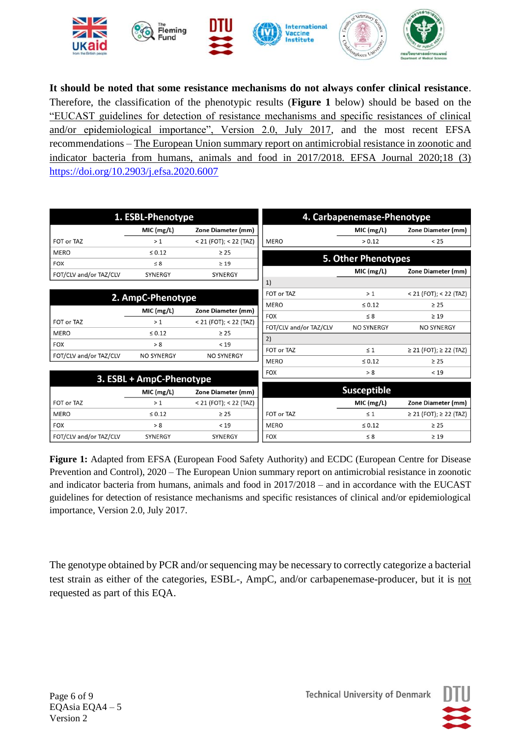**It should be noted that some resistance mechanisms do not always confer clinical resistance**. Therefore, the classification of the phenotypic results (**Figure 1** below) should be based on the "EUCAST guidelines for detection of resistance mechanisms and specific resistances of clinical and/or epidemiological importance", Version 2.0, July 2017, and the most recent EFSA recommendations – The European Union summary report on antimicrobial resistance in zoonotic and indicator bacteria from humans, animals and food in 2017/2018. EFSA Journal 2020;18 (3) https://doi.org/10.2903/j.efsa.2020.6007

**1. ESBL-Phenotype**

| | MIC (mg/L) | Zone Diameter (mm) |
|---|---|---|
| FOT or TAZ | > 1 | < 21 (FOT); < 22 (TAZ) |
| MERO | ≤ 0.12 | ≥ 25 |
| FOX | ≤ 8 | ≥ 19 |
| FOT/CLV and/or TAZ/CLV | SYNERGY | SYNERGY |

**2. AmpC-Phenotype**

| | MIC (mg/L) | Zone Diameter (mm) |
|---|---|---|
| FOT or TAZ | > 1 | < 21 (FOT); < 22 (TAZ) |
| MERO | ≤ 0.12 | ≥ 25 |
| FOX | > 8 | < 19 |
| FOT/CLV and/or TAZ/CLV | NO SYNERGY | NO SYNERGY |

**3. ESBL + AmpC-Phenotype**

| | MIC (mg/L) | Zone Diameter (mm) |
|---|---|---|
| FOT or TAZ | > 1 | < 21 (FOT); < 22 (TAZ) |
| MERO | ≤ 0.12 | ≥ 25 |
| FOX | > 8 | < 19 |
| FOT/CLV and/or TAZ/CLV | SYNERGY | SYNERGY |

**4. Carbapenemase-Phenotype**

| | MIC (mg/L) | Zone Diameter (mm) |
|---|---|---|
| MERO | > 0.12 | < 25 |

**5. Other Phenotypes**

| | MIC (mg/L) | Zone Diameter (mm) |
|---|---|---|
| 1) | | |
| FOT or TAZ | > 1 | < 21 (FOT); < 22 (TAZ) |
| MERO | ≤ 0.12 | ≥ 25 |
| FOX | ≤ 8 | ≥ 19 |
| FOT/CLV and/or TAZ/CLV | NO SYNERGY | NO SYNERGY |
| 2) | | |
| FOT or TAZ | ≤ 1 | ≥ 21 (FOT); ≥ 22 (TAZ) |
| MERO | ≤ 0.12 | ≥ 25 |
| FOX | > 8 | < 19 |

**Susceptible**

| | MIC (mg/L) | Zone Diameter (mm) |
|---|---|---|
| FOT or TAZ | ≤ 1 | ≥ 21 (FOT); ≥ 22 (TAZ) |
| MERO | ≤ 0.12 | ≥ 25 |
| FOX | ≤ 8 | ≥ 19 |

**Figure 1:** Adapted from EFSA (European Food Safety Authority) and ECDC (European Centre for Disease Prevention and Control), 2020 – The European Union summary report on antimicrobial resistance in zoonotic and indicator bacteria from humans, animals and food in 2017/2018 – and in accordance with the EUCAST guidelines for detection of resistance mechanisms and specific resistances of clinical and/or epidemiological importance, Version 2.0, July 2017.

The genotype obtained by PCR and/or sequencing may be necessary to correctly categorize a bacterial test strain as either of the categories, ESBL-, AmpC, and/or carbapenemase-producer, but it is not requested as part of this EQA.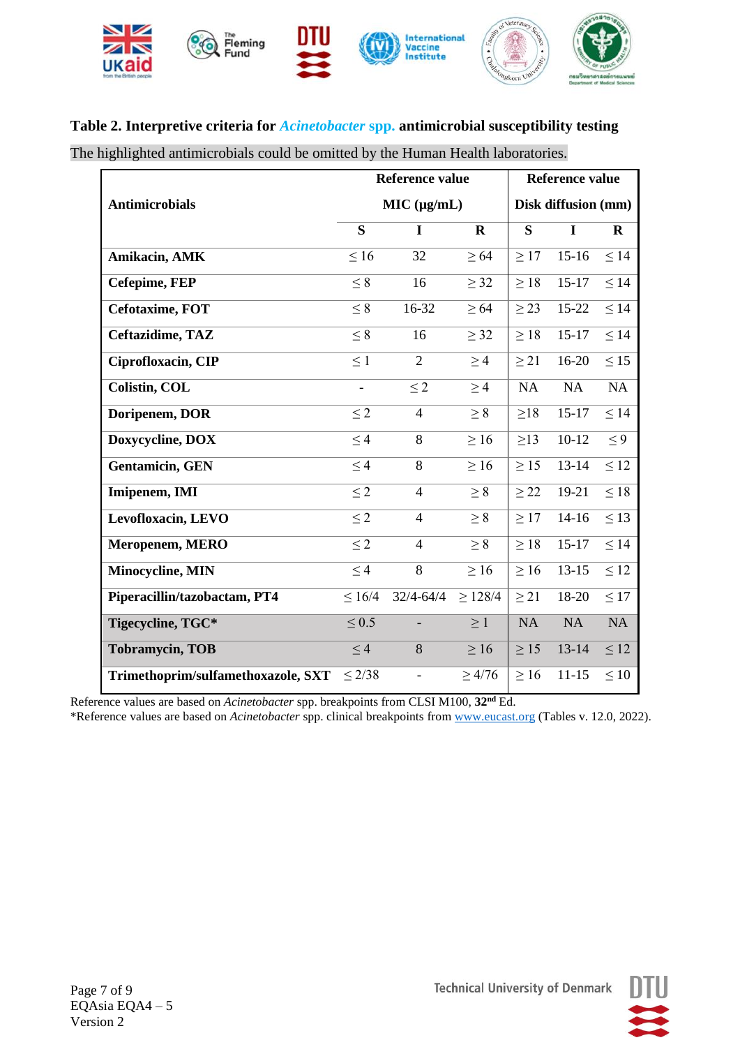## Table 2. Interpretive criteria for *Acinetobacter* spp. antimicrobial susceptibility testing

The highlighted antimicrobials could be omitted by the Human Health laboratories.

| Antimicrobials | Reference value MIC (μg/mL) | | | Reference value Disk diffusion (mm) | | |
|---|---|---|---|---|---|---|
| | S | I | R | S | I | R |
| **Amikacin, AMK** | ≤ 16 | 32 | ≥ 64 | ≥ 17 | 15-16 | ≤ 14 |
| **Cefepime, FEP** | ≤ 8 | 16 | ≥ 32 | ≥ 18 | 15-17 | ≤ 14 |
| **Cefotaxime, FOT** | ≤ 8 | 16-32 | ≥ 64 | ≥ 23 | 15-22 | ≤ 14 |
| **Ceftazidime, TAZ** | ≤ 8 | 16 | ≥ 32 | ≥ 18 | 15-17 | ≤ 14 |
| **Ciprofloxacin, CIP** | ≤ 1 | 2 | ≥ 4 | ≥ 21 | 16-20 | ≤ 15 |
| **Colistin, COL** | - | ≤ 2 | ≥ 4 | NA | NA | NA |
| **Doripenem, DOR** | ≤ 2 | 4 | ≥ 8 | ≥18 | 15-17 | ≤ 14 |
| **Doxycycline, DOX** | ≤ 4 | 8 | ≥ 16 | ≥13 | 10-12 | ≤ 9 |
| **Gentamicin, GEN** | ≤ 4 | 8 | ≥ 16 | ≥ 15 | 13-14 | ≤ 12 |
| **Imipenem, IMI** | ≤ 2 | 4 | ≥ 8 | ≥ 22 | 19-21 | ≤ 18 |
| **Levofloxacin, LEVO** | ≤ 2 | 4 | ≥ 8 | ≥ 17 | 14-16 | ≤ 13 |
| **Meropenem, MERO** | ≤ 2 | 4 | ≥ 8 | ≥ 18 | 15-17 | ≤ 14 |
| **Minocycline, MIN** | ≤ 4 | 8 | ≥ 16 | ≥ 16 | 13-15 | ≤ 12 |
| **Piperacillin/tazobactam, PT4** | ≤ 16/4 | 32/4-64/4 | ≥ 128/4 | ≥ 21 | 18-20 | ≤ 17 |
| **Tigecycline, TGC*** | ≤ 0.5 | - | ≥ 1 | NA | NA | NA |
| **Tobramycin, TOB** | ≤ 4 | 8 | ≥ 16 | ≥ 15 | 13-14 | ≤ 12 |
| **Trimethoprim/sulfamethoxazole, SXT** | ≤ 2/38 | - | ≥ 4/76 | ≥ 16 | 11-15 | ≤ 10 |

Reference values are based on *Acinetobacter* spp. breakpoints from CLSI M100, 32nd Ed.
*Reference values are based on *Acinetobacter* spp. clinical breakpoints from www.eucast.org (Tables v. 12.0, 2022).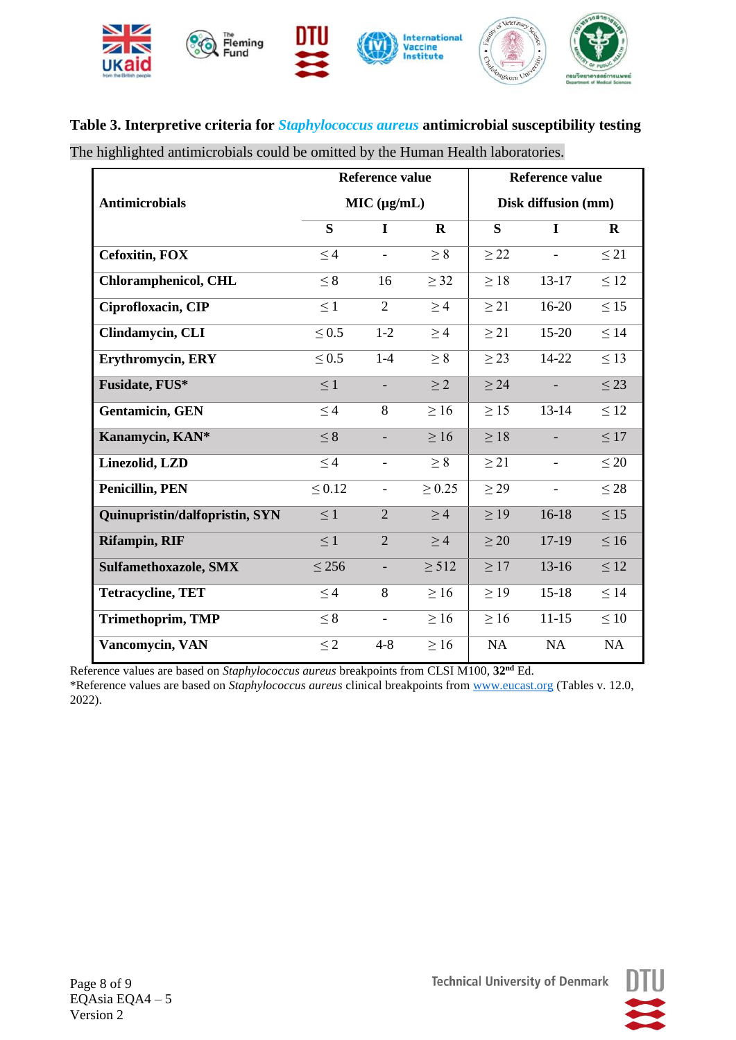**Table 3. Interpretive criteria for *Staphylococcus aureus* antimicrobial susceptibility testing**

The highlighted antimicrobials could be omitted by the Human Health laboratories.

| Antimicrobials | Reference value MIC (μg/mL) | | | Reference value Disk diffusion (mm) | | |
|---|---|---|---|---|---|---|
| | S | I | R | S | I | R |
| **Cefoxitin, FOX** | ≤ 4 | - | ≥ 8 | ≥ 22 | - | ≤ 21 |
| **Chloramphenicol, CHL** | ≤ 8 | 16 | ≥ 32 | ≥ 18 | 13-17 | ≤ 12 |
| **Ciprofloxacin, CIP** | ≤ 1 | 2 | ≥ 4 | ≥ 21 | 16-20 | ≤ 15 |
| **Clindamycin, CLI** | ≤ 0.5 | 1-2 | ≥ 4 | ≥ 21 | 15-20 | ≤ 14 |
| **Erythromycin, ERY** | ≤ 0.5 | 1-4 | ≥ 8 | ≥ 23 | 14-22 | ≤ 13 |
| **Fusidate, FUS*** | ≤ 1 | - | ≥ 2 | ≥ 24 | - | ≤ 23 |
| **Gentamicin, GEN** | ≤ 4 | 8 | ≥ 16 | ≥ 15 | 13-14 | ≤ 12 |
| **Kanamycin, KAN*** | ≤ 8 | - | ≥ 16 | ≥ 18 | - | ≤ 17 |
| **Linezolid, LZD** | ≤ 4 | - | ≥ 8 | ≥ 21 | - | ≤ 20 |
| **Penicillin, PEN** | ≤ 0.12 | - | ≥ 0.25 | ≥ 29 | - | ≤ 28 |
| **Quinupristin/dalfopristin, SYN** | ≤ 1 | 2 | ≥ 4 | ≥ 19 | 16-18 | ≤ 15 |
| **Rifampin, RIF** | ≤ 1 | 2 | ≥ 4 | ≥ 20 | 17-19 | ≤ 16 |
| **Sulfamethoxazole, SMX** | ≤ 256 | - | ≥ 512 | ≥ 17 | 13-16 | ≤ 12 |
| **Tetracycline, TET** | ≤ 4 | 8 | ≥ 16 | ≥ 19 | 15-18 | ≤ 14 |
| **Trimethoprim, TMP** | ≤ 8 | - | ≥ 16 | ≥ 16 | 11-15 | ≤ 10 |
| **Vancomycin, VAN** | ≤ 2 | 4-8 | ≥ 16 | NA | NA | NA |

Reference values are based on *Staphylococcus aureus* breakpoints from CLSI M100, **32nd** Ed.

*Reference values are based on *Staphylococcus aureus* clinical breakpoints from www.eucast.org (Tables v. 12.0, 2022).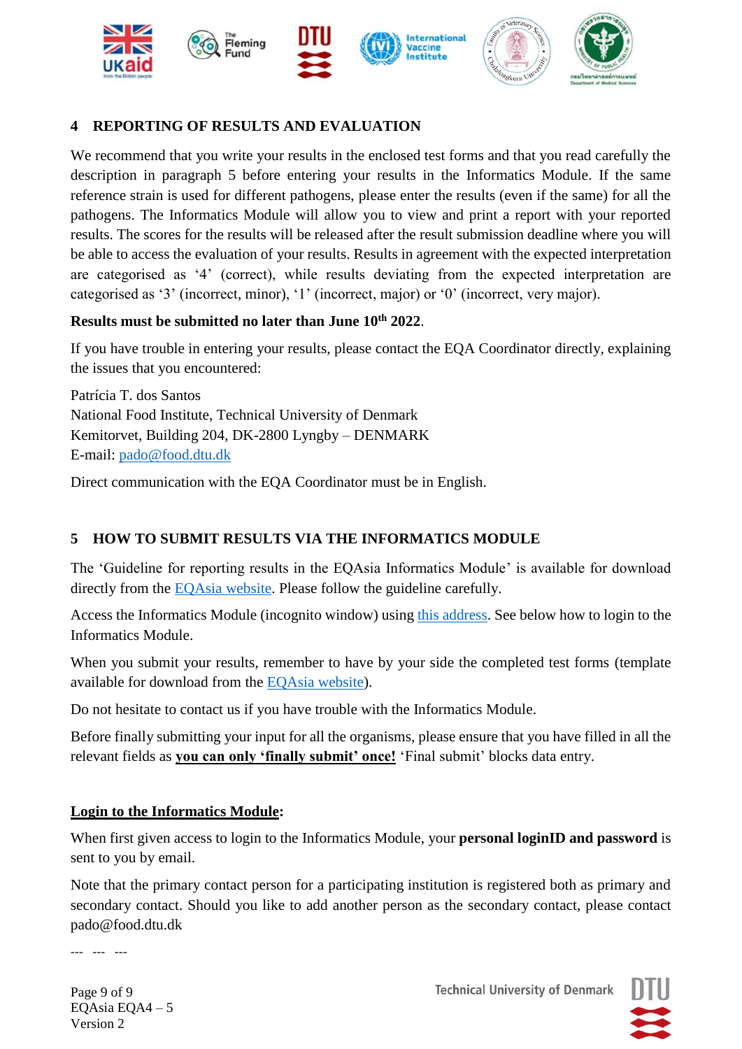## 4 REPORTING OF RESULTS AND EVALUATION

We recommend that you write your results in the enclosed test forms and that you read carefully the description in paragraph 5 before entering your results in the Informatics Module. If the same reference strain is used for different pathogens, please enter the results (even if the same) for all the pathogens. The Informatics Module will allow you to view and print a report with your reported results. The scores for the results will be released after the result submission deadline where you will be able to access the evaluation of your results. Results in agreement with the expected interpretation are categorised as '4' (correct), while results deviating from the expected interpretation are categorised as '3' (incorrect, minor), '1' (incorrect, major) or '0' (incorrect, very major).

**Results must be submitted no later than June 10th 2022**.

If you have trouble in entering your results, please contact the EQA Coordinator directly, explaining the issues that you encountered:

Patrícia T. dos Santos
National Food Institute, Technical University of Denmark
Kemitorvet, Building 204, DK-2800 Lyngby – DENMARK
E-mail: pado@food.dtu.dk

Direct communication with the EQA Coordinator must be in English.

## 5 HOW TO SUBMIT RESULTS VIA THE INFORMATICS MODULE

The 'Guideline for reporting results in the EQAsia Informatics Module' is available for download directly from the EQAsia website. Please follow the guideline carefully.

Access the Informatics Module (incognito window) using this address. See below how to login to the Informatics Module.

When you submit your results, remember to have by your side the completed test forms (template available for download from the EQAsia website).

Do not hesitate to contact us if you have trouble with the Informatics Module.

Before finally submitting your input for all the organisms, please ensure that you have filled in all the relevant fields as **you can only 'finally submit' once!** 'Final submit' blocks data entry.

**Login to the Informatics Module:**

When first given access to login to the Informatics Module, your **personal loginID and password** is sent to you by email.

Note that the primary contact person for a participating institution is registered both as primary and secondary contact. Should you like to add another person as the secondary contact, please contact pado@food.dtu.dk

--- --- ---